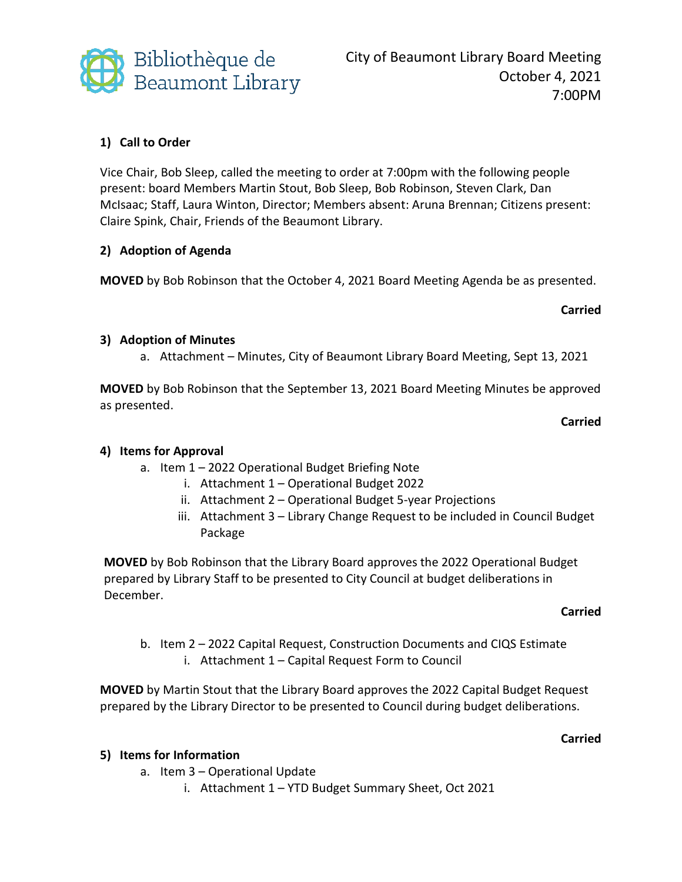Bibliothèque de Beaumont Library

City of Beaumont Library Board Meeting
October 4, 2021
7:00PM

## 1) Call to Order

Vice Chair, Bob Sleep, called the meeting to order at 7:00pm with the following people present: board Members Martin Stout, Bob Sleep, Bob Robinson, Steven Clark, Dan McIsaac; Staff, Laura Winton, Director; Members absent: Aruna Brennan; Citizens present: Claire Spink, Chair, Friends of the Beaumont Library.

## 2) Adoption of Agenda

**MOVED** by Bob Robinson that the October 4, 2021 Board Meeting Agenda be as presented.

**Carried**

## 3) Adoption of Minutes

a. Attachment – Minutes, City of Beaumont Library Board Meeting, Sept 13, 2021

**MOVED** by Bob Robinson that the September 13, 2021 Board Meeting Minutes be approved as presented.

**Carried**

## 4) Items for Approval

a. Item 1 – 2022 Operational Budget Briefing Note
    i. Attachment 1 – Operational Budget 2022
    ii. Attachment 2 – Operational Budget 5-year Projections
    iii. Attachment 3 – Library Change Request to be included in Council Budget Package

**MOVED** by Bob Robinson that the Library Board approves the 2022 Operational Budget prepared by Library Staff to be presented to City Council at budget deliberations in December.

**Carried**

b. Item 2 – 2022 Capital Request, Construction Documents and CIQS Estimate
    i. Attachment 1 – Capital Request Form to Council

**MOVED** by Martin Stout that the Library Board approves the 2022 Capital Budget Request prepared by the Library Director to be presented to Council during budget deliberations.

**Carried**

## 5) Items for Information

a. Item 3 – Operational Update
    i. Attachment 1 – YTD Budget Summary Sheet, Oct 2021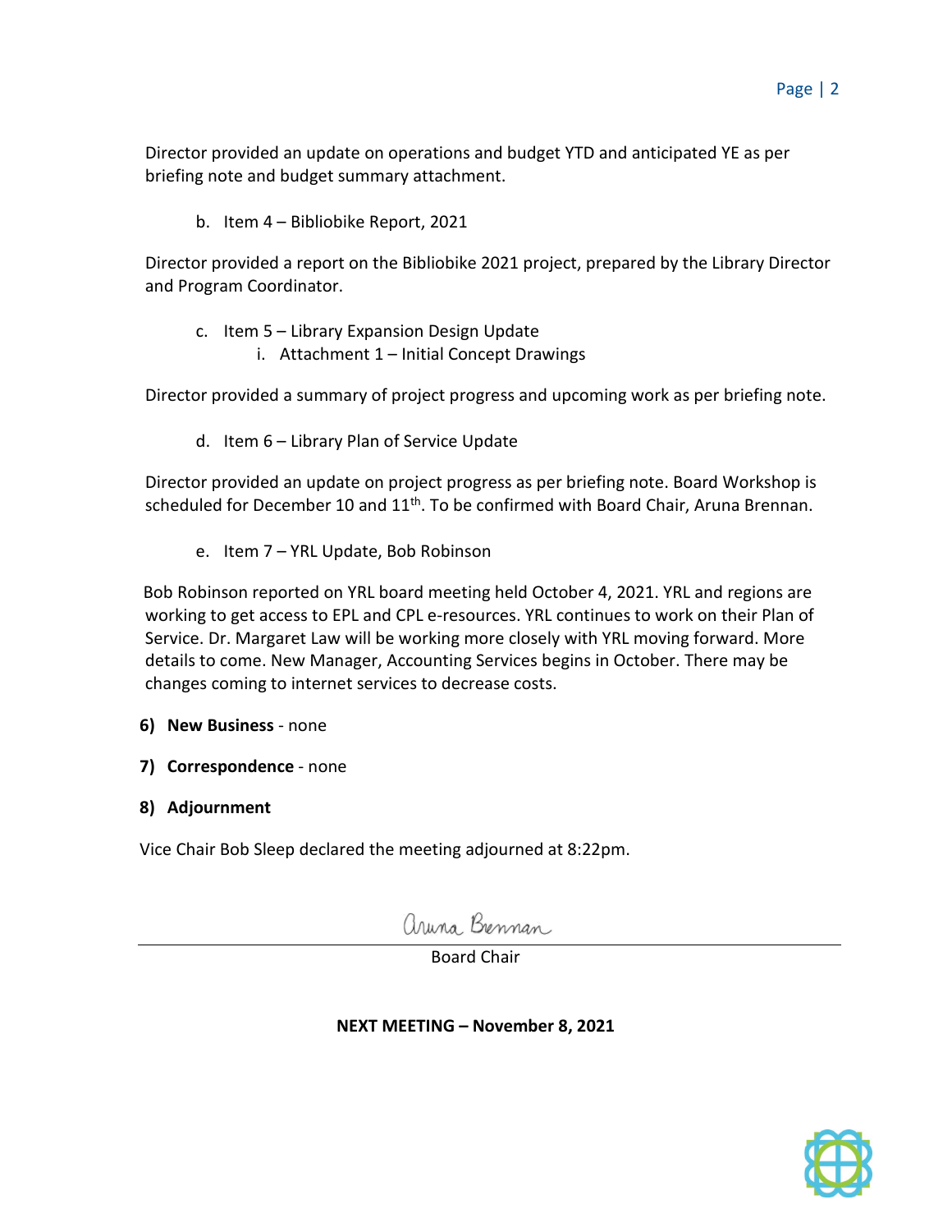Director provided an update on operations and budget YTD and anticipated YE as per briefing note and budget summary attachment.

b. Item 4 – Bibliobike Report, 2021

Director provided a report on the Bibliobike 2021 project, prepared by the Library Director and Program Coordinator.

c. Item 5 – Library Expansion Design Update
   i. Attachment 1 – Initial Concept Drawings

Director provided a summary of project progress and upcoming work as per briefing note.

d. Item 6 – Library Plan of Service Update

Director provided an update on project progress as per briefing note. Board Workshop is scheduled for December 10 and 11th. To be confirmed with Board Chair, Aruna Brennan.

e. Item 7 – YRL Update, Bob Robinson

Bob Robinson reported on YRL board meeting held October 4, 2021. YRL and regions are working to get access to EPL and CPL e-resources. YRL continues to work on their Plan of Service. Dr. Margaret Law will be working more closely with YRL moving forward. More details to come. New Manager, Accounting Services begins in October. There may be changes coming to internet services to decrease costs.

**6) New Business** - none

**7) Correspondence** - none

**8) Adjournment**

Vice Chair Bob Sleep declared the meeting adjourned at 8:22pm.

Aruna Brennan

Board Chair

**NEXT MEETING – November 8, 2021**